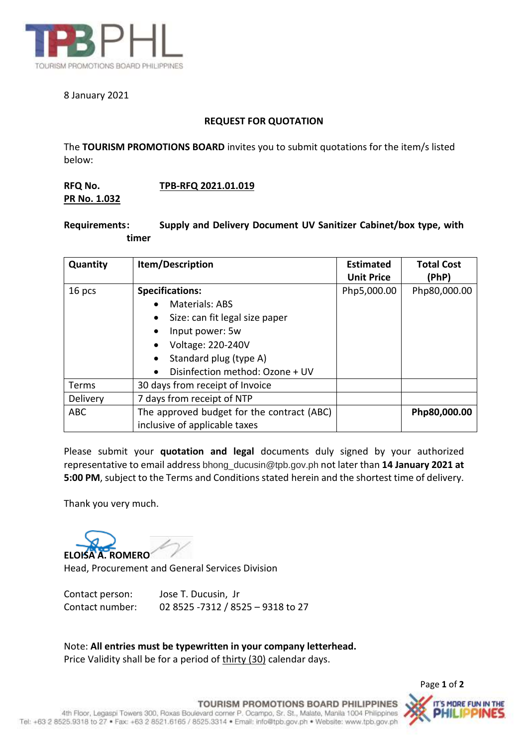8 January 2021

## REQUEST FOR QUOTATION

The **TOURISM PROMOTIONS BOARD** invites you to submit quotations for the item/s listed below:

**RFQ No.** **TPB-RFQ 2021.01.019**
**PR No. 1.032**

**Requirements:** **Supply and Delivery Document UV Sanitizer Cabinet/box type, with timer**

| Quantity | Item/Description | Estimated Unit Price | Total Cost (PhP) |
|---|---|---|---|
| 16 pcs | **Specifications:**<br>• Materials: ABS<br>• Size: can fit legal size paper<br>• Input power: 5w<br>• Voltage: 220-240V<br>• Standard plug (type A)<br>• Disinfection method: Ozone + UV | Php5,000.00 | Php80,000.00 |
| Terms | 30 days from receipt of Invoice | | |
| Delivery | 7 days from receipt of NTP | | |
| ABC | The approved budget for the contract (ABC) inclusive of applicable taxes | | **Php80,000.00** |

Please submit your **quotation and legal** documents duly signed by your authorized representative to email address bhong_ducusin@tpb.gov.ph not later than **14 January 2021 at 5:00 PM**, subject to the Terms and Conditions stated herein and the shortest time of delivery.

Thank you very much.

**ELOISA A. ROMERO**
Head, Procurement and General Services Division

Contact person: Jose T. Ducusin, Jr
Contact number: 02 8525 -7312 / 8525 – 9318 to 27

Note: **All entries must be typewritten in your company letterhead.**
Price Validity shall be for a period of thirty (30) calendar days.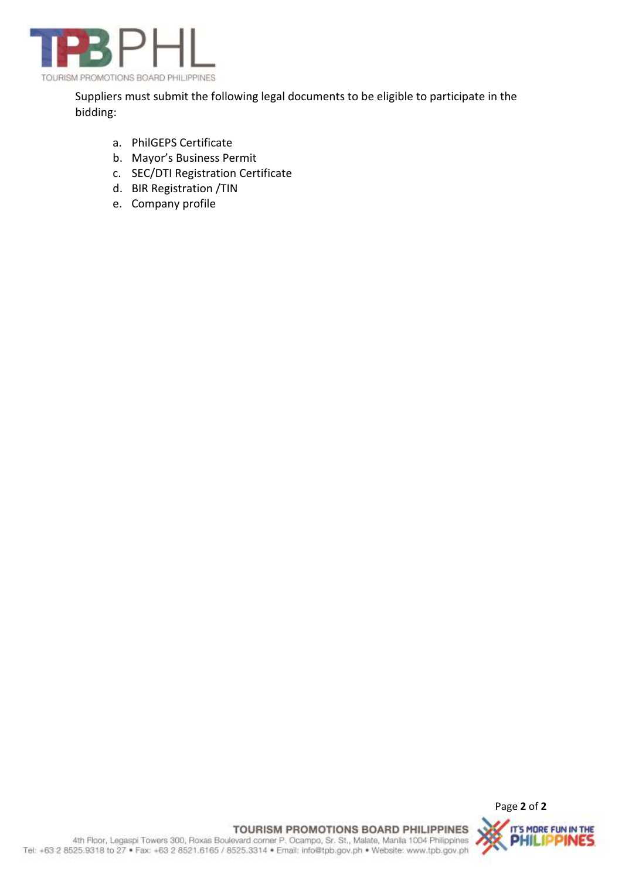Suppliers must submit the following legal documents to be eligible to participate in the bidding:

a. PhilGEPS Certificate
b. Mayor's Business Permit
c. SEC/DTI Registration Certificate
d. BIR Registration /TIN
e. Company profile